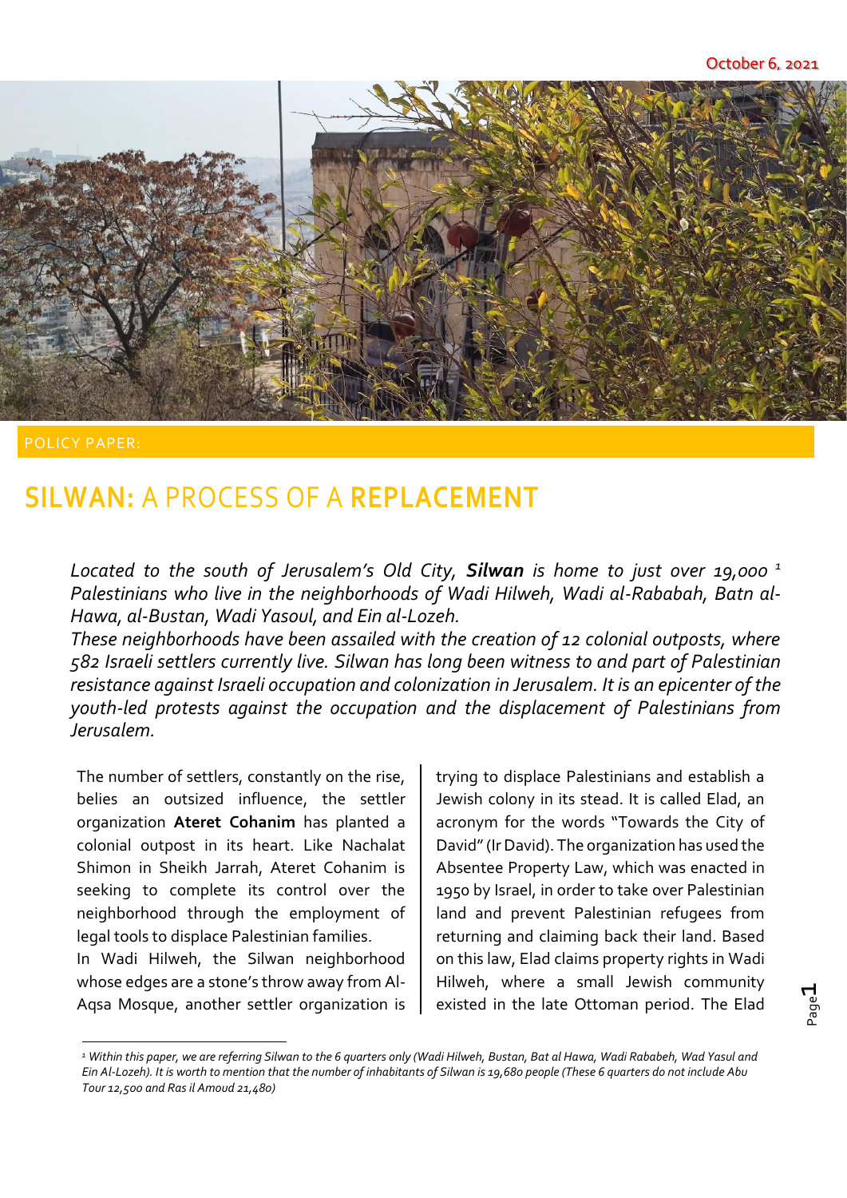October 6, 2021

POLICY PAPER:

# SILWAN: A PROCESS OF A REPLACEMENT

*Located to the south of Jerusalem's Old City, **Silwan** is home to just over 19,000 [1] Palestinians who live in the neighborhoods of Wadi Hilweh, Wadi al-Rababah, Batn al-Hawa, al-Bustan, Wadi Yasoul, and Ein al-Lozeh.*
*These neighborhoods have been assailed with the creation of 12 colonial outposts, where 582 Israeli settlers currently live. Silwan has long been witness to and part of Palestinian resistance against Israeli occupation and colonization in Jerusalem. It is an epicenter of the youth-led protests against the occupation and the displacement of Palestinians from Jerusalem.*

The number of settlers, constantly on the rise, belies an outsized influence, the settler organization **Ateret Cohanim** has planted a colonial outpost in its heart. Like Nachalat Shimon in Sheikh Jarrah, Ateret Cohanim is seeking to complete its control over the neighborhood through the employment of legal tools to displace Palestinian families.
In Wadi Hilweh, the Silwan neighborhood whose edges are a stone's throw away from Al-Aqsa Mosque, another settler organization is trying to displace Palestinians and establish a Jewish colony in its stead. It is called Elad, an acronym for the words "Towards the City of David" (Ir David). The organization has used the Absentee Property Law, which was enacted in 1950 by Israel, in order to take over Palestinian land and prevent Palestinian refugees from returning and claiming back their land. Based on this law, Elad claims property rights in Wadi Hilweh, where a small Jewish community existed in the late Ottoman period. The Elad

---

[1] *Within this paper, we are referring Silwan to the 6 quarters only (Wadi Hilweh, Bustan, Bat al Hawa, Wadi Rababeh, Wad Yasul and Ein Al-Lozeh). It is worth to mention that the number of inhabitants of Silwan is 19,680 people (These 6 quarters do not include Abu Tour 12,500 and Ras il Amoud 21,480)*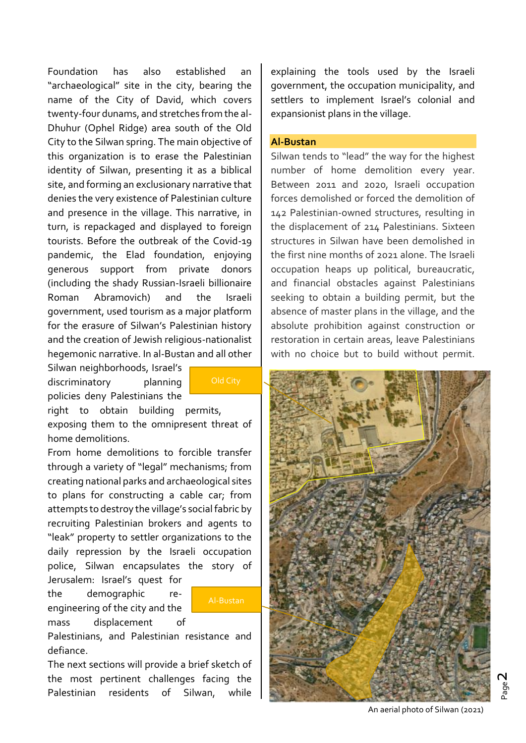Foundation has also established an "archaeological" site in the city, bearing the name of the City of David, which covers twenty-four dunams, and stretches from the al-Dhuhur (Ophel Ridge) area south of the Old City to the Silwan spring. The main objective of this organization is to erase the Palestinian identity of Silwan, presenting it as a biblical site, and forming an exclusionary narrative that denies the very existence of Palestinian culture and presence in the village. This narrative, in turn, is repackaged and displayed to foreign tourists. Before the outbreak of the Covid-19 pandemic, the Elad foundation, enjoying generous support from private donors (including the shady Russian-Israeli billionaire Roman Abramovich) and the Israeli government, used tourism as a major platform for the erasure of Silwan's Palestinian history and the creation of Jewish religious-nationalist hegemonic narrative. In al-Bustan and all other Silwan neighborhoods, Israel's discriminatory planning policies deny Palestinians the right to obtain building permits, exposing them to the omnipresent threat of home demolitions.

From home demolitions to forcible transfer through a variety of "legal" mechanisms; from creating national parks and archaeological sites to plans for constructing a cable car; from attempts to destroy the village's social fabric by recruiting Palestinian brokers and agents to "leak" property to settler organizations to the daily repression by the Israeli occupation police, Silwan encapsulates the story of Jerusalem: Israel's quest for the demographic re-engineering of the city and the mass displacement of Palestinians, and Palestinian resistance and defiance.

The next sections will provide a brief sketch of the most pertinent challenges facing the Palestinian residents of Silwan, while explaining the tools used by the Israeli government, the occupation municipality, and settlers to implement Israel's colonial and expansionist plans in the village.

## Al-Bustan

Silwan tends to "lead" the way for the highest number of home demolition every year. Between 2011 and 2020, Israeli occupation forces demolished or forced the demolition of 142 Palestinian-owned structures, resulting in the displacement of 214 Palestinians. Sixteen structures in Silwan have been demolished in the first nine months of 2021 alone. The Israeli occupation heaps up political, bureaucratic, and financial obstacles against Palestinians seeking to obtain a building permit, but the absence of master plans in the village, and the absolute prohibition against construction or restoration in certain areas, leave Palestinians with no choice but to build without permit.

Old City

Al-Bustan

An aerial photo of Silwan (2021)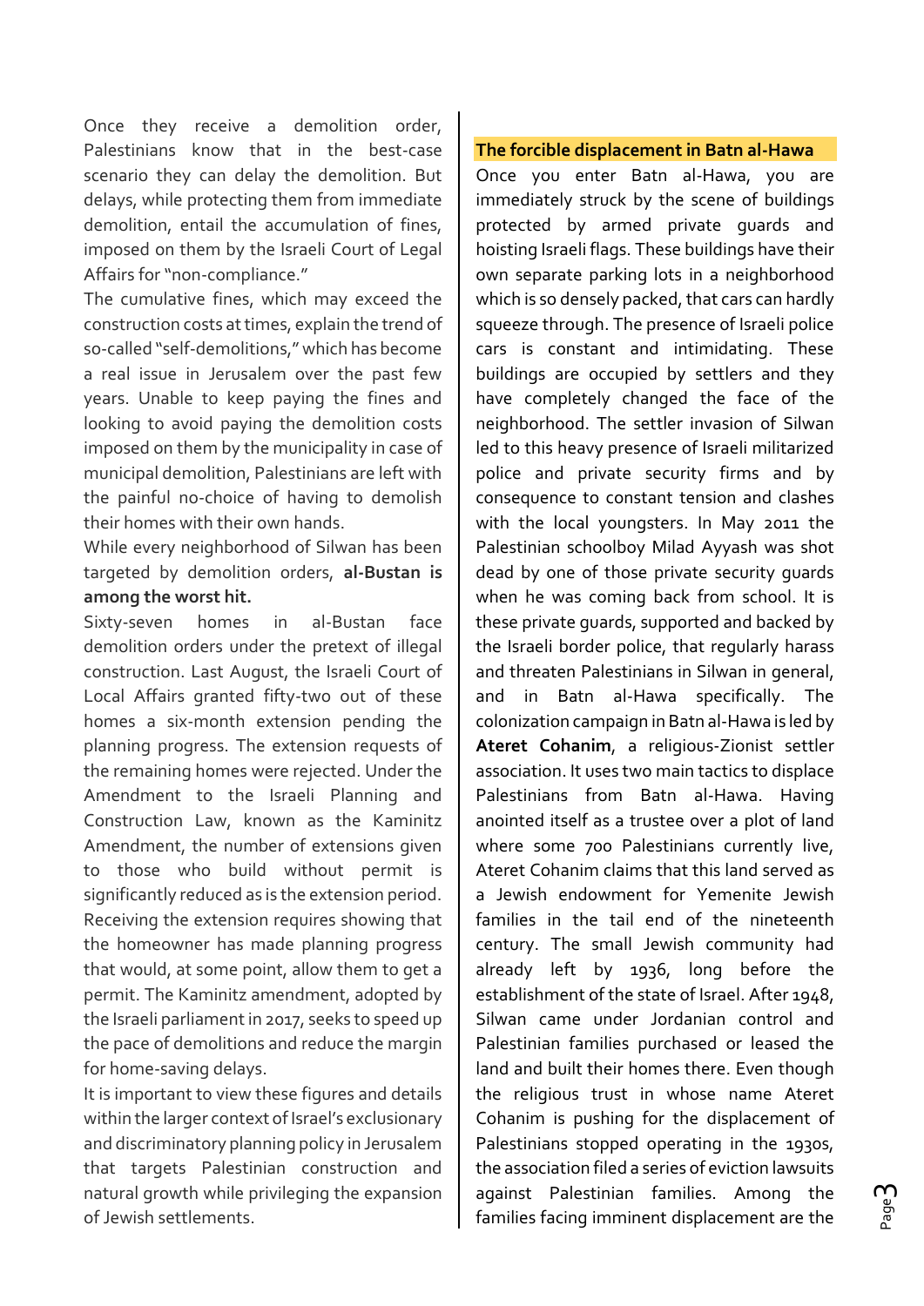Once they receive a demolition order, Palestinians know that in the best-case scenario they can delay the demolition. But delays, while protecting them from immediate demolition, entail the accumulation of fines, imposed on them by the Israeli Court of Legal Affairs for "non-compliance."

The cumulative fines, which may exceed the construction costs at times, explain the trend of so-called "self-demolitions," which has become a real issue in Jerusalem over the past few years. Unable to keep paying the fines and looking to avoid paying the demolition costs imposed on them by the municipality in case of municipal demolition, Palestinians are left with the painful no-choice of having to demolish their homes with their own hands.

While every neighborhood of Silwan has been targeted by demolition orders, **al-Bustan is among the worst hit.**

Sixty-seven homes in al-Bustan face demolition orders under the pretext of illegal construction. Last August, the Israeli Court of Local Affairs granted fifty-two out of these homes a six-month extension pending the planning progress. The extension requests of the remaining homes were rejected. Under the Amendment to the Israeli Planning and Construction Law, known as the Kaminitz Amendment, the number of extensions given to those who build without permit is significantly reduced as is the extension period. Receiving the extension requires showing that the homeowner has made planning progress that would, at some point, allow them to get a permit. The Kaminitz amendment, adopted by the Israeli parliament in 2017, seeks to speed up the pace of demolitions and reduce the margin for home-saving delays.

It is important to view these figures and details within the larger context of Israel's exclusionary and discriminatory planning policy in Jerusalem that targets Palestinian construction and natural growth while privileging the expansion of Jewish settlements.

## The forcible displacement in Batn al-Hawa

Once you enter Batn al-Hawa, you are immediately struck by the scene of buildings protected by armed private guards and hoisting Israeli flags. These buildings have their own separate parking lots in a neighborhood which is so densely packed, that cars can hardly squeeze through. The presence of Israeli police cars is constant and intimidating. These buildings are occupied by settlers and they have completely changed the face of the neighborhood. The settler invasion of Silwan led to this heavy presence of Israeli militarized police and private security firms and by consequence to constant tension and clashes with the local youngsters. In May 2011 the Palestinian schoolboy Milad Ayyash was shot dead by one of those private security guards when he was coming back from school. It is these private guards, supported and backed by the Israeli border police, that regularly harass and threaten Palestinians in Silwan in general, and in Batn al-Hawa specifically. The colonization campaign in Batn al-Hawa is led by **Ateret Cohanim**, a religious-Zionist settler association. It uses two main tactics to displace Palestinians from Batn al-Hawa. Having anointed itself as a trustee over a plot of land where some 700 Palestinians currently live, Ateret Cohanim claims that this land served as a Jewish endowment for Yemenite Jewish families in the tail end of the nineteenth century. The small Jewish community had already left by 1936, long before the establishment of the state of Israel. After 1948, Silwan came under Jordanian control and Palestinian families purchased or leased the land and built their homes there. Even though the religious trust in whose name Ateret Cohanim is pushing for the displacement of Palestinians stopped operating in the 1930s, the association filed a series of eviction lawsuits against Palestinian families. Among the families facing imminent displacement are the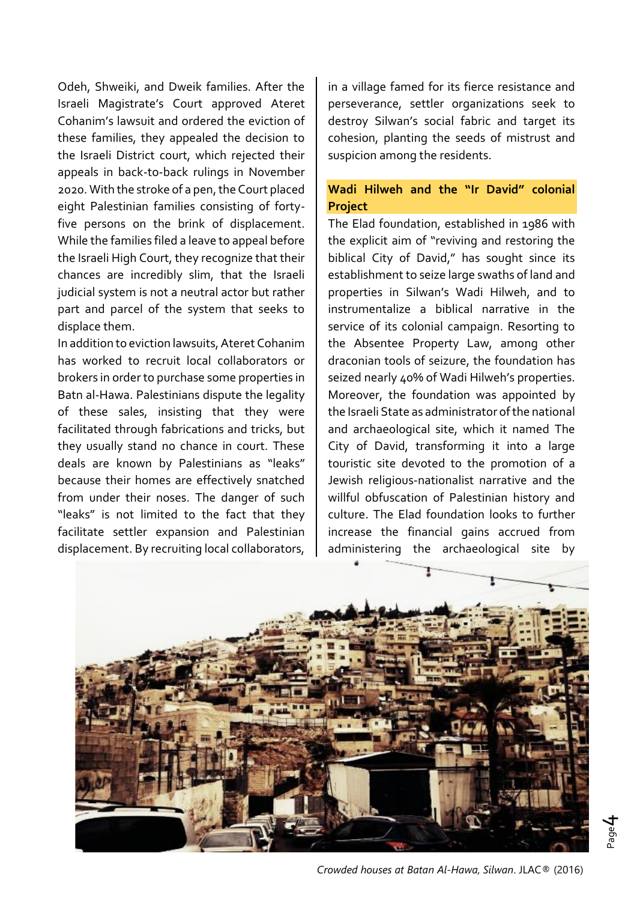Odeh, Shweiki, and Dweik families. After the Israeli Magistrate's Court approved Ateret Cohanim's lawsuit and ordered the eviction of these families, they appealed the decision to the Israeli District court, which rejected their appeals in back-to-back rulings in November 2020. With the stroke of a pen, the Court placed eight Palestinian families consisting of forty-five persons on the brink of displacement. While the families filed a leave to appeal before the Israeli High Court, they recognize that their chances are incredibly slim, that the Israeli judicial system is not a neutral actor but rather part and parcel of the system that seeks to displace them.

In addition to eviction lawsuits, Ateret Cohanim has worked to recruit local collaborators or brokers in order to purchase some properties in Batn al-Hawa. Palestinians dispute the legality of these sales, insisting that they were facilitated through fabrications and tricks, but they usually stand no chance in court. These deals are known by Palestinians as "leaks" because their homes are effectively snatched from under their noses. The danger of such "leaks" is not limited to the fact that they facilitate settler expansion and Palestinian displacement. By recruiting local collaborators, in a village famed for its fierce resistance and perseverance, settler organizations seek to destroy Silwan's social fabric and target its cohesion, planting the seeds of mistrust and suspicion among the residents.

## Wadi Hilweh and the "Ir David" colonial Project

The Elad foundation, established in 1986 with the explicit aim of "reviving and restoring the biblical City of David," has sought since its establishment to seize large swaths of land and properties in Silwan's Wadi Hilweh, and to instrumentalize a biblical narrative in the service of its colonial campaign. Resorting to the Absentee Property Law, among other draconian tools of seizure, the foundation has seized nearly 40% of Wadi Hilweh's properties. Moreover, the foundation was appointed by the Israeli State as administrator of the national and archaeological site, which it named The City of David, transforming it into a large touristic site devoted to the promotion of a Jewish religious-nationalist narrative and the willful obfuscation of Palestinian history and culture. The Elad foundation looks to further increase the financial gains accrued from administering the archaeological site by

*Crowded houses at Batan Al-Hawa, Silwan.* JLAC® (2016)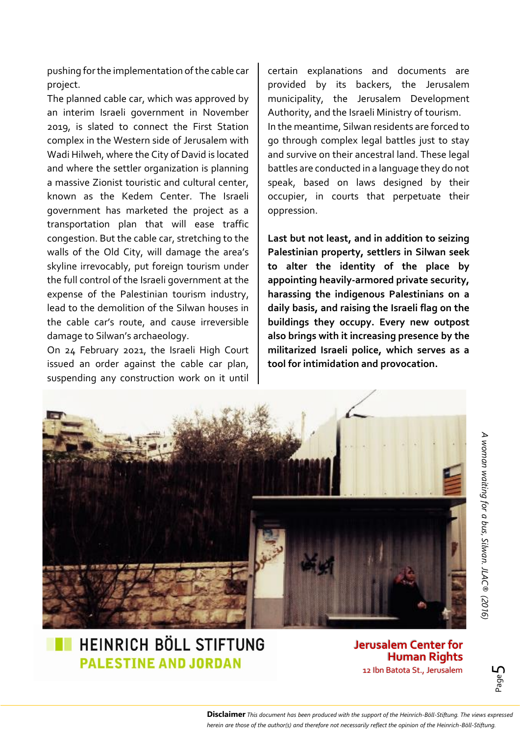pushing for the implementation of the cable car project.

The planned cable car, which was approved by an interim Israeli government in November 2019, is slated to connect the First Station complex in the Western side of Jerusalem with Wadi Hilweh, where the City of David is located and where the settler organization is planning a massive Zionist touristic and cultural center, known as the Kedem Center. The Israeli government has marketed the project as a transportation plan that will ease traffic congestion. But the cable car, stretching to the walls of the Old City, will damage the area's skyline irrevocably, put foreign tourism under the full control of the Israeli government at the expense of the Palestinian tourism industry, lead to the demolition of the Silwan houses in the cable car's route, and cause irreversible damage to Silwan's archaeology.

On 24 February 2021, the Israeli High Court issued an order against the cable car plan, suspending any construction work on it until certain explanations and documents are provided by its backers, the Jerusalem municipality, the Jerusalem Development Authority, and the Israeli Ministry of tourism.

In the meantime, Silwan residents are forced to go through complex legal battles just to stay and survive on their ancestral land. These legal battles are conducted in a language they do not speak, based on laws designed by their occupier, in courts that perpetuate their oppression.

**Last but not least, and in addition to seizing Palestinian property, settlers in Silwan seek to alter the identity of the place by appointing heavily-armored private security, harassing the indigenous Palestinians on a daily basis, and raising the Israeli flag on the buildings they occupy. Every new outpost also brings with it increasing presence by the militarized Israeli police, which serves as a tool for intimidation and provocation.**

*A woman waiting for a bus, Silwan. JLAC® (2016)*

HEINRICH BÖLL STIFTUNG
PALESTINE AND JORDAN

**Jerusalem Center for Human Rights**
12 Ibn Batota St., Jerusalem

**Disclaimer** *This document has been produced with the support of the Heinrich-Böll-Stiftung. The views expressed herein are those of the author(s) and therefore not necessarily reflect the opinion of the Heinrich-Böll-Stiftung.*